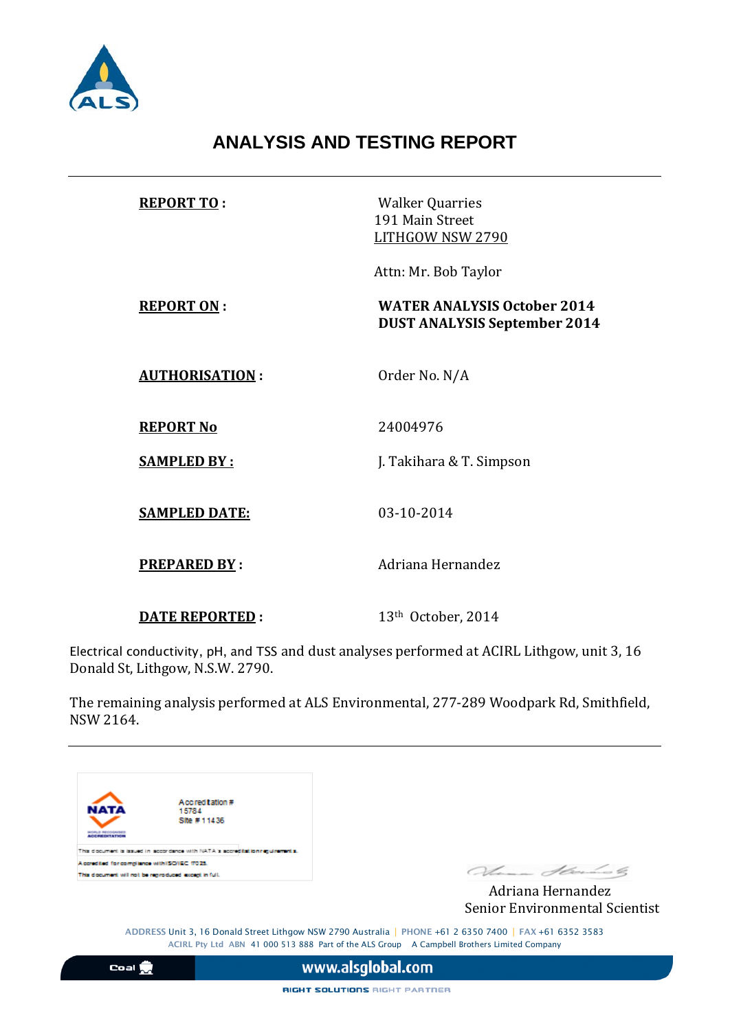# ANALYSIS AND TESTING REPORT

| | |
|---|---|
| **REPORT TO :** | Walker Quarries<br>191 Main Street<br>LITHGOW NSW 2790<br><br>Attn: Mr. Bob Taylor |
| **REPORT ON :** | **WATER ANALYSIS October 2014**<br>**DUST ANALYSIS September 2014** |
| **AUTHORISATION :** | Order No. N/A |
| **REPORT No** | 24004976 |
| **SAMPLED BY :** | J. Takihara & T. Simpson |
| **SAMPLED DATE:** | 03-10-2014 |
| **PREPARED BY :** | Adriana Hernandez |
| **DATE REPORTED :** | 13th October, 2014 |

Electrical conductivity, pH, and TSS and dust analyses performed at ACIRL Lithgow, unit 3, 16 Donald St, Lithgow, N.S.W. 2790.

The remaining analysis performed at ALS Environmental, 277-289 Woodpark Rd, Smithfield, NSW 2164.

NATA
Accreditation # 15784
Site # 11436

This document is issued in accordance with NATA's accreditation requirements.
Accredited for compliance with ISO/IEC 17025.
This document will not be reproduced except in full.

Adriana Hernandez
Senior Environmental Scientist

ADDRESS Unit 3, 16 Donald Street Lithgow NSW 2790 Australia | PHONE +61 2 6350 7400 | FAX +61 6352 3583
ACIRL Pty Ltd ABN 41 000 513 888 Part of the ALS Group A Campbell Brothers Limited Company

Coal www.alsglobal.com

RIGHT SOLUTIONS RIGHT PARTNER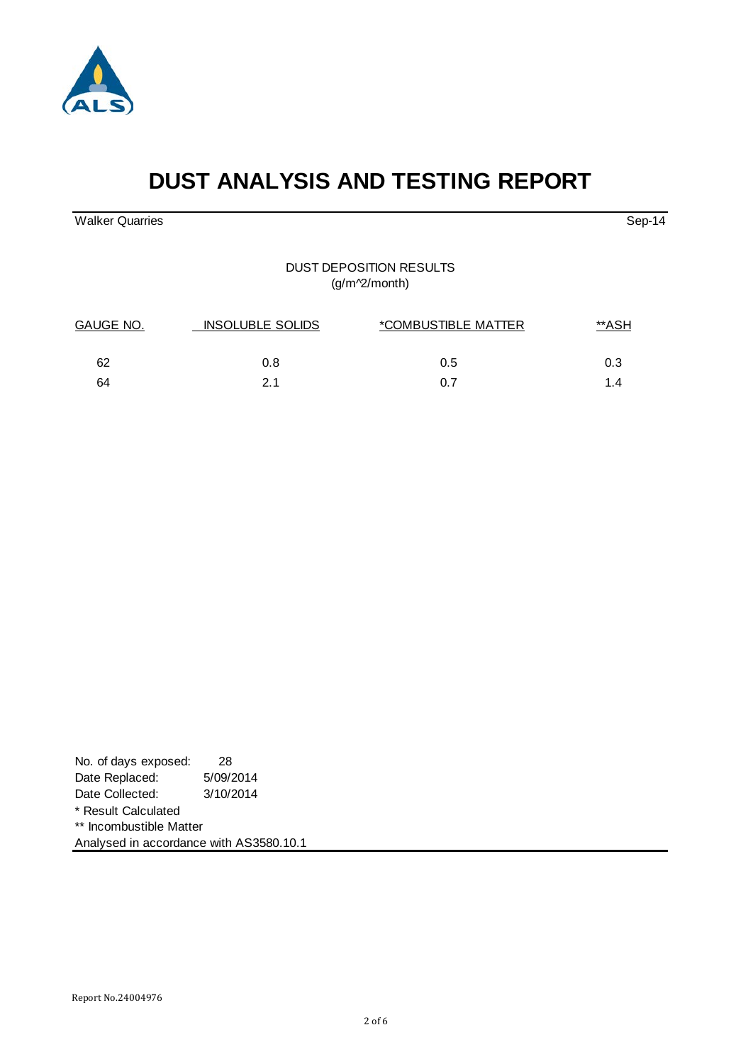# DUST ANALYSIS AND TESTING REPORT

Walker Quarries Sep-14

DUST DEPOSITION RESULTS
(g/m^2/month)

| GAUGE NO. | INSOLUBLE SOLIDS | *COMBUSTIBLE MATTER | **ASH |
|---|---|---|---|
| 62 | 0.8 | 0.5 | 0.3 |
| 64 | 2.1 | 0.7 | 1.4 |

No. of days exposed: 28
Date Replaced: 5/09/2014
Date Collected: 3/10/2014
* Result Calculated
** Incombustible Matter
Analysed in accordance with AS3580.10.1

Report No.24004976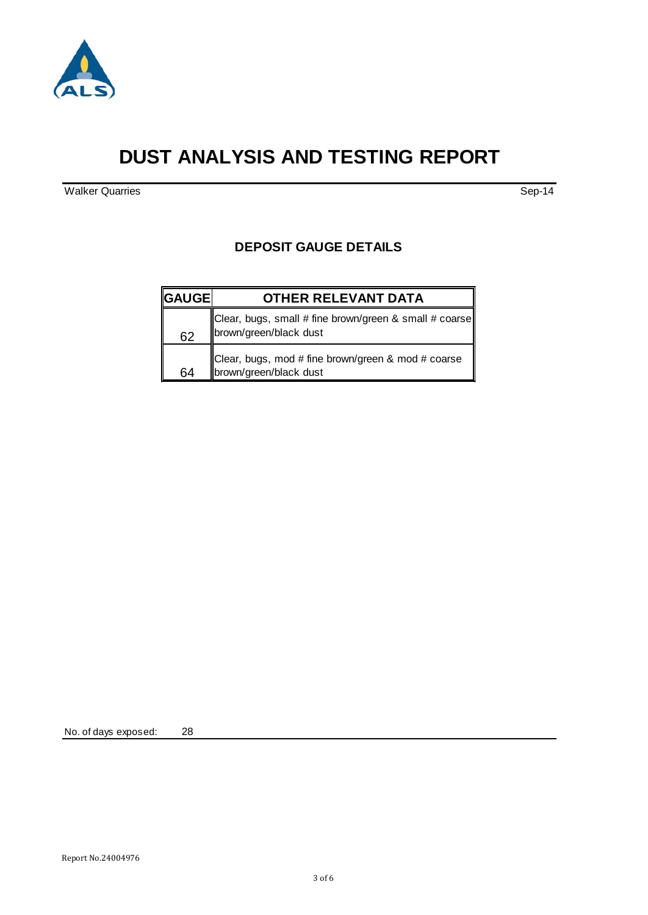# DUST ANALYSIS AND TESTING REPORT

Walker Quarries

Sep-14

## DEPOSIT GAUGE DETAILS

| GAUGE | OTHER RELEVANT DATA |
| --- | --- |
| 62 | Clear, bugs, small # fine brown/green & small # coarse brown/green/black dust |
| 64 | Clear, bugs, mod # fine brown/green & mod # coarse brown/green/black dust |

No. of days exposed: 28

Report No.24004976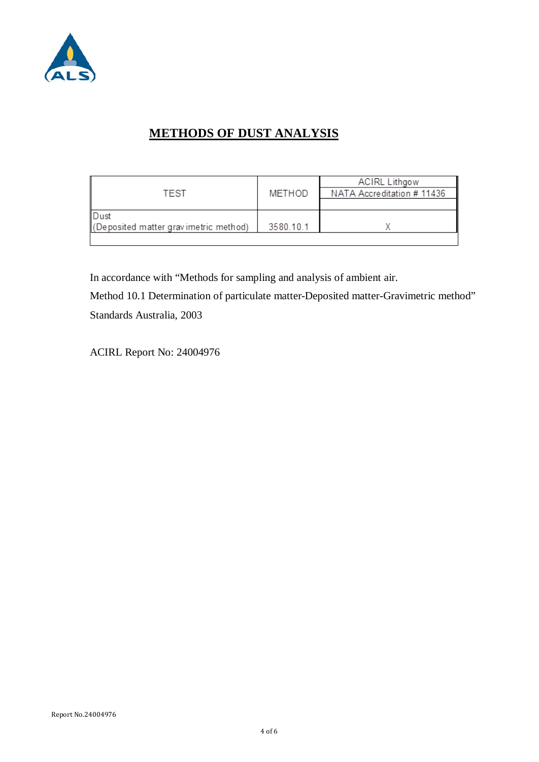# METHODS OF DUST ANALYSIS

| TEST | METHOD | ACIRL Lithgow<br>NATA Accreditation # 11436 |
|---|---|---|
| Dust<br>(Deposited matter gravimetric method) | 3580.10.1 | X |

In accordance with "Methods for sampling and analysis of ambient air.

Method 10.1 Determination of particulate matter-Deposited matter-Gravimetric method"

Standards Australia, 2003

ACIRL Report No: 24004976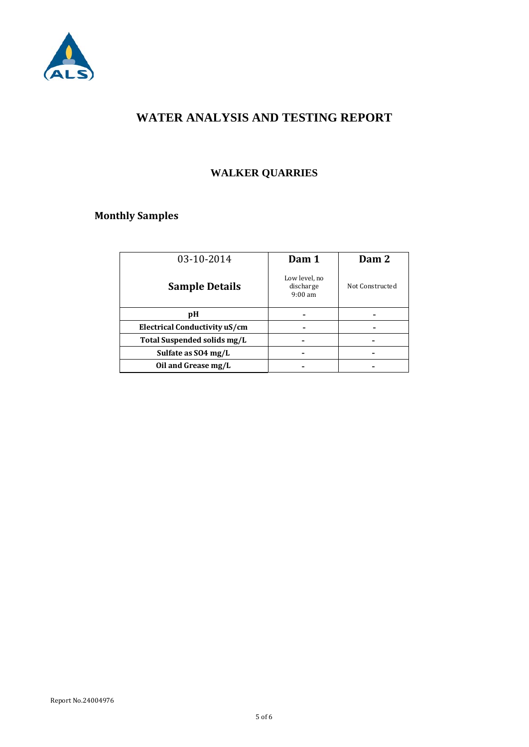# WATER ANALYSIS AND TESTING REPORT

## WALKER QUARRIES

### Monthly Samples

| 03-10-2014 | Dam 1 | Dam 2 |
|---|---|---|
| **Sample Details** | Low level, no discharge 9:00 am | Not Constructed |
| **pH** | - | - |
| **Electrical Conductivity uS/cm** | - | - |
| **Total Suspended solids mg/L** | - | - |
| **Sulfate as SO4 mg/L** | - | - |
| **Oil and Grease mg/L** | - | - |

Report No.24004976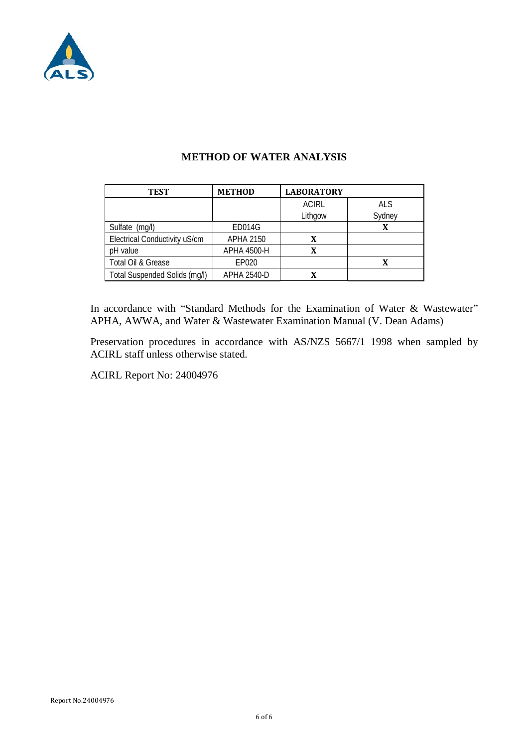## METHOD OF WATER ANALYSIS

| TEST | METHOD | LABORATORY | |
|---|---|---|---|
| | | ACIRL Lithgow | ALS Sydney |
| Sulfate (mg/l) | ED014G | | X |
| Electrical Conductivity uS/cm | APHA 2150 | X | |
| pH value | APHA 4500-H | X | |
| Total Oil & Grease | EP020 | | X |
| Total Suspended Solids (mg/l) | APHA 2540-D | X | |

In accordance with "Standard Methods for the Examination of Water & Wastewater" APHA, AWWA, and Water & Wastewater Examination Manual (V. Dean Adams)

Preservation procedures in accordance with AS/NZS 5667/1 1998 when sampled by ACIRL staff unless otherwise stated.

ACIRL Report No: 24004976